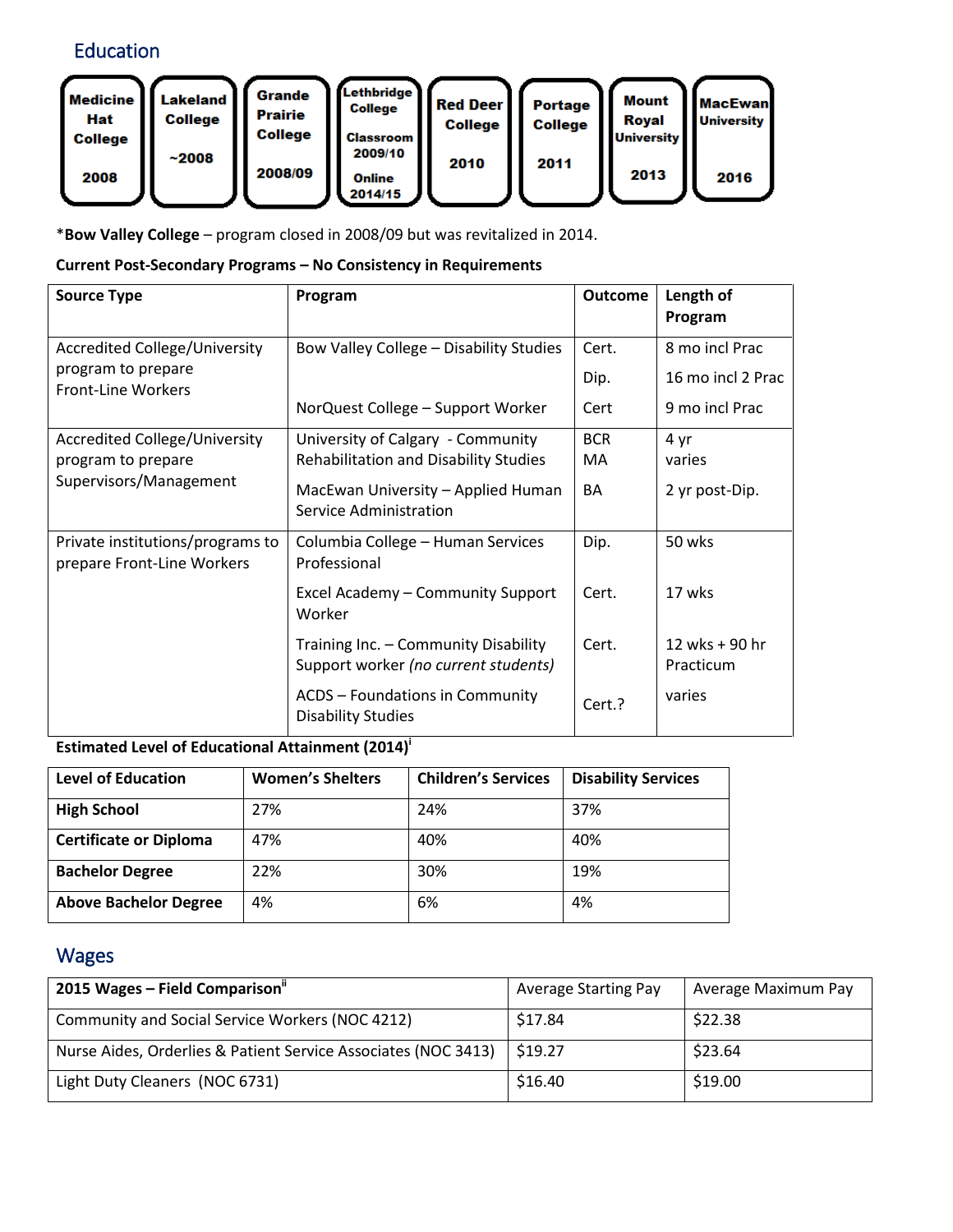## Education

| Medicine Hat College 2008 | Lakeland College ~2008 | Grande Prairie College 2008/09 | Lethbridge College Classroom 2009/10 Online 2014/15 | Red Deer College 2010 | Portage College 2011 | Mount Royal University 2013 | MacEwan University 2016 |
|---|---|---|---|---|---|---|---|

*Bow Valley College – program closed in 2008/09 but was revitalized in 2014.

**Current Post-Secondary Programs – No Consistency in Requirements**

| Source Type | Program | Outcome | Length of Program |
|---|---|---|---|
| Accredited College/University program to prepare Front-Line Workers | Bow Valley College – Disability Studies | Cert. | 8 mo incl Prac |
| | | Dip. | 16 mo incl 2 Prac |
| | NorQuest College – Support Worker | Cert | 9 mo incl Prac |
| Accredited College/University program to prepare Supervisors/Management | University of Calgary - Community Rehabilitation and Disability Studies | BCR<br>MA | 4 yr<br>varies |
| | MacEwan University – Applied Human Service Administration | BA | 2 yr post-Dip. |
| Private institutions/programs to prepare Front-Line Workers | Columbia College – Human Services Professional | Dip. | 50 wks |
| | Excel Academy – Community Support Worker | Cert. | 17 wks |
| | Training Inc. – Community Disability Support worker *(no current students)* | Cert. | 12 wks + 90 hr Practicum |
| | ACDS – Foundations in Community Disability Studies | Cert.? | varies |

**Estimated Level of Educational Attainment (2014)**[i]

| Level of Education | Women's Shelters | Children's Services | Disability Services |
|---|---|---|---|
| **High School** | 27% | 24% | 37% |
| **Certificate or Diploma** | 47% | 40% | 40% |
| **Bachelor Degree** | 22% | 30% | 19% |
| **Above Bachelor Degree** | 4% | 6% | 4% |

## Wages

| **2015 Wages – Field Comparison**[ii] | Average Starting Pay | Average Maximum Pay |
|---|---|---|
| Community and Social Service Workers (NOC 4212) | $17.84 | $22.38 |
| Nurse Aides, Orderlies & Patient Service Associates (NOC 3413) | $19.27 | $23.64 |
| Light Duty Cleaners (NOC 6731) | $16.40 | $19.00 |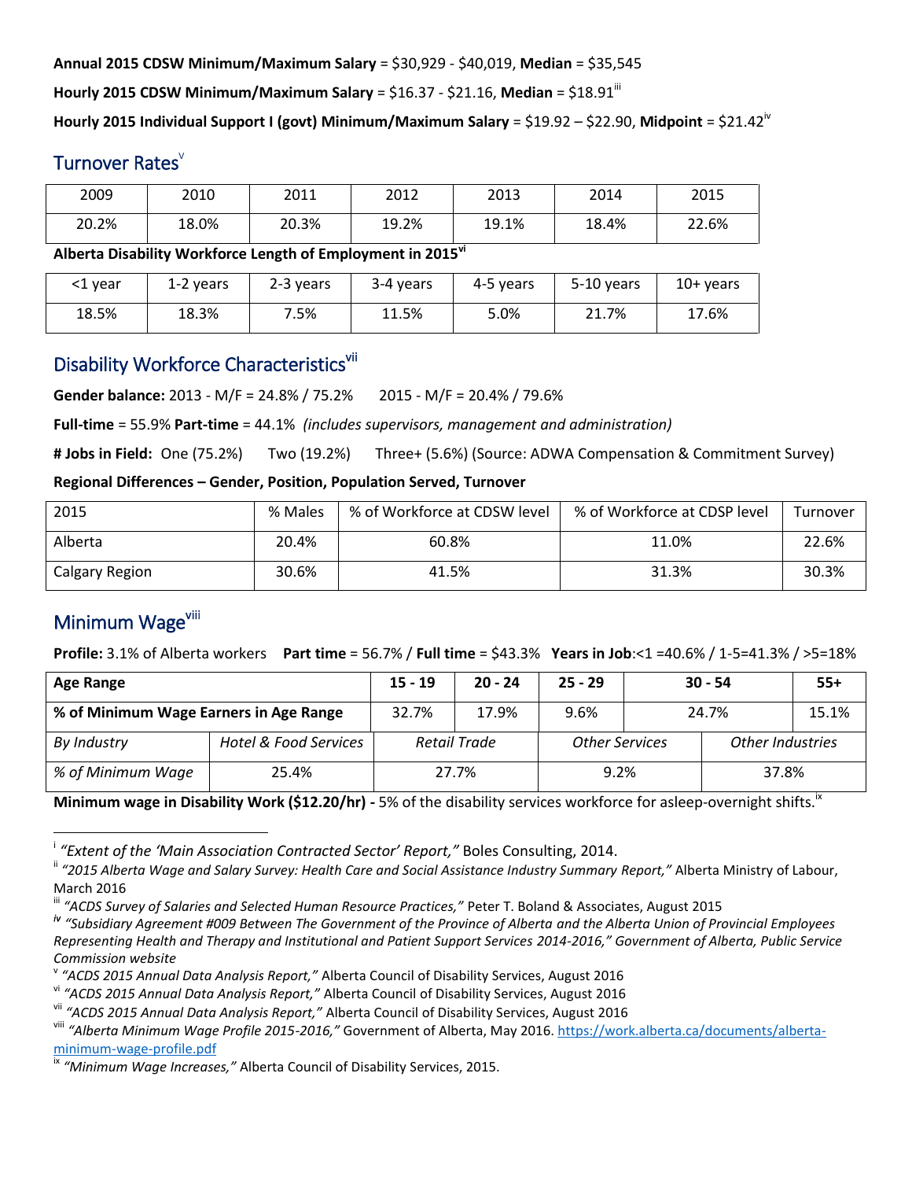**Annual 2015 CDSW Minimum/Maximum Salary** = $30,929 - $40,019, **Median** = $35,545

**Hourly 2015 CDSW Minimum/Maximum Salary** = $16.37 - $21.16, **Median** = $18.91[iii]

**Hourly 2015 Individual Support I (govt) Minimum/Maximum Salary** = $19.92 – $22.90, **Midpoint** = $21.42[iv]

## Turnover Rates[v]

| 2009 | 2010 | 2011 | 2012 | 2013 | 2014 | 2015 |
|---|---|---|---|---|---|---|
| 20.2% | 18.0% | 20.3% | 19.2% | 19.1% | 18.4% | 22.6% |

**Alberta Disability Workforce Length of Employment in 2015[vi]**

| <1 year | 1-2 years | 2-3 years | 3-4 years | 4-5 years | 5-10 years | 10+ years |
|---|---|---|---|---|---|---|
| 18.5% | 18.3% | 7.5% | 11.5% | 5.0% | 21.7% | 17.6% |

## Disability Workforce Characteristics[vii]

**Gender balance:** 2013 - M/F = 24.8% / 75.2% 2015 - M/F = 20.4% / 79.6%

**Full-time** = 55.9% **Part-time** = 44.1% *(includes supervisors, management and administration)*

**# Jobs in Field:** One (75.2%) Two (19.2%) Three+ (5.6%) (Source: ADWA Compensation & Commitment Survey)

**Regional Differences – Gender, Position, Population Served, Turnover**

| 2015 | % Males | % of Workforce at CDSW level | % of Workforce at CDSP level | Turnover |
|---|---|---|---|---|
| Alberta | 20.4% | 60.8% | 11.0% | 22.6% |
| Calgary Region | 30.6% | 41.5% | 31.3% | 30.3% |

## Minimum Wage[viii]

**Profile:** 3.1% of Alberta workers **Part time** = 56.7% / **Full time** = $43.3% **Years in Job**:<1 =40.6% / 1-5=41.3% / >5=18%

| **Age Range** | | **15 - 19** | **20 - 24** | **25 - 29** | **30 - 54** | **55+** |
|---|---|---|---|---|---|---|
| **% of Minimum Wage Earners in Age Range** | | 32.7% | 17.9% | 9.6% | 24.7% | 15.1% |
| *By Industry* | *Hotel & Food Services* | *Retail Trade* | | *Other Services* | *Other Industries* | |
| *% of Minimum Wage* | 25.4% | 27.7% | | 9.2% | 37.8% | |

**Minimum wage in Disability Work ($12.20/hr) -** 5% of the disability services workforce for asleep-overnight shifts.[ix]

---

[i] *"Extent of the 'Main Association Contracted Sector' Report,"* Boles Consulting, 2014.

[ii] *"2015 Alberta Wage and Salary Survey: Health Care and Social Assistance Industry Summary Report,"* Alberta Ministry of Labour, March 2016

[iii] *"ACDS Survey of Salaries and Selected Human Resource Practices,"* Peter T. Boland & Associates, August 2015

[iv] *"Subsidiary Agreement #009 Between The Government of the Province of Alberta and the Alberta Union of Provincial Employees Representing Health and Therapy and Institutional and Patient Support Services 2014-2016," Government of Alberta, Public Service Commission website*

[v] *"ACDS 2015 Annual Data Analysis Report,"* Alberta Council of Disability Services, August 2016

[vi] *"ACDS 2015 Annual Data Analysis Report,"* Alberta Council of Disability Services, August 2016

[vii] *"ACDS 2015 Annual Data Analysis Report,"* Alberta Council of Disability Services, August 2016

[viii] *"Alberta Minimum Wage Profile 2015-2016,"* Government of Alberta, May 2016. https://work.alberta.ca/documents/alberta-minimum-wage-profile.pdf

[ix] *"Minimum Wage Increases,"* Alberta Council of Disability Services, 2015.